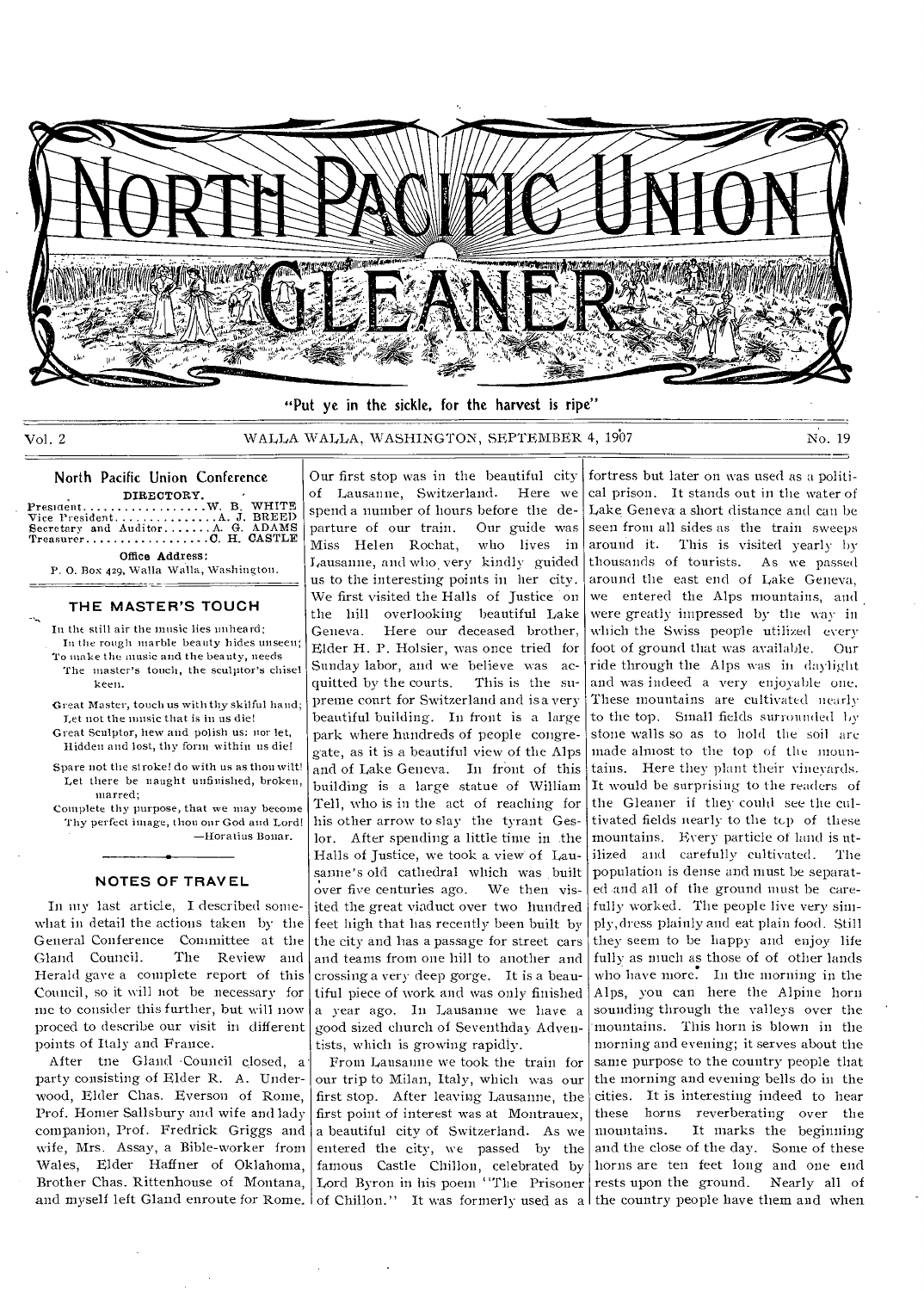# NORTH PACIFIC UNION GLEANER

"Put ye in the sickle, for the harvest is ripe"

Vol. 2 WALLA WALLA, WASHINGTON, SEPTEMBER 4, 1907 No. 19

## North Pacific Union Conference

DIRECTORY.

President.................. W. B. WHITE
Vice President.............. A. J. BREED
Secretary and Auditor....... A. G. ADAMS
Treasurer.................. C. H. CASTLE

Office Address:
P. O. Box 429, Walla Walla, Washington.

## THE MASTER'S TOUCH

In the still air the music lies unheard;
In the rough marble beauty hides unseen;
To make the music and the beauty, needs
The master's touch, the sculptor's chisel keen.

Great Master, touch us with thy skilful hand;
Let not the music that is in us die!
Great Sculptor, hew and polish us: nor let,
Hidden and lost, thy form within us die!

Spare not the stroke! do with us as thou wilt!
Let there be naught unfinished, broken, marred;
Complete thy purpose, that we may become
Thy perfect image, thou our God and Lord!

—Horatius Bonar.

## NOTES OF TRAVEL

In my last article, I described somewhat in detail the actions taken by the General Conference Committee at the Gland Council. The Review and Herald gave a complete report of this Council, so it will not be necessary for me to consider this further, but will now proced to describe our visit in different points of Italy and France.

After tne Gland Council closed, a party consisting of Elder R. A. Underwood, Elder Chas. Everson of Rome, Prof. Homer Sallsbury and wife and lady companion, Prof. Fredrick Griggs and wife, Mrs. Assay, a Bible-worker from Wales, Elder Haffner of Oklahoma, Brother Chas. Rittenhouse of Montana, and myself left Gland enroute for Rome. Our first stop was in the beautiful city of Lausanne, Switzerland. Here we spend a number of hours before the departure of our train. Our guide was Miss Helen Rochat, who lives in Lausanne, and who very kindly guided us to the interesting points in her city. We first visited the Halls of Justice on the hill overlooking beautiful Lake Geneva. Here our deceased brother, Elder H. P. Holsier, was once tried for Sunday labor, and we believe was acquitted by the courts. This is the supreme court for Switzerland and is a very beautiful building. In front is a large park where hundreds of people congregate, as it is a beautiful view of the Alps and of Lake Geneva. In front of this building is a large statue of William Tell, who is in the act of reaching for his other arrow to slay the tyrant Gessler. After spending a little time in the Halls of Justice, we took a view of Lausanne's old cathedral which was built over five centuries ago. We then visited the great viaduct over two hundred feet high that has recently been built by the city and has a passage for street cars and teams from one hill to another and crossing a very deep gorge. It is a beautiful piece of work and was only finished a year ago. In Lausanne we have a good sized church of Seventhday Adventists, which is growing rapidly.

From Lausanne we took the train for our trip to Milan, Italy, which was our first stop. After leaving Lausanne, the first point of interest was at Montrauex, a beautiful city of Switzerland. As we entered the city, we passed by the famous Castle Chillon, celebrated by Lord Byron in his poem "The Prisoner of Chillon." It was formerly used as a fortress but later on was used as a political prison. It stands out in the water of Lake Geneva a short distance and can be seen from all sides as the train sweeps around it. This is visited yearly by thousands of tourists. As we passed around the east end of Lake Geneva, we entered the Alps mountains, and were greatly impressed by the way in which the Swiss people utilized every foot of ground that was available. Our ride through the Alps was in daylight and was indeed a very enjoyable one. These mountains are cultivated nearly to the top. Small fields surrounded by stone walls so as to hold the soil are made almost to the top of the mountains. Here they plant their vineyards. It would be surprising to the readers of the Gleaner if they could see the cultivated fields nearly to the top of these mountains. Every particle of land is utilized and carefully cultivated. The population is dense and must be separated and all of the ground must be carefully worked. The people live very simply, dress plainly and eat plain food. Still they seem to be happy and enjoy life fully as much as those of of other lands who have more. In the morning in the Alps, you can here the Alpine horn sounding through the valleys over the mountains. This horn is blown in the morning and evening; it serves about the same purpose to the country people that the morning and evening bells do in the cities. It is interesting indeed to hear these horns reverberating over the mountains. It marks the beginning and the close of the day. Some of these horns are ten feet long and one end rests upon the ground. Nearly all of the country people have them and when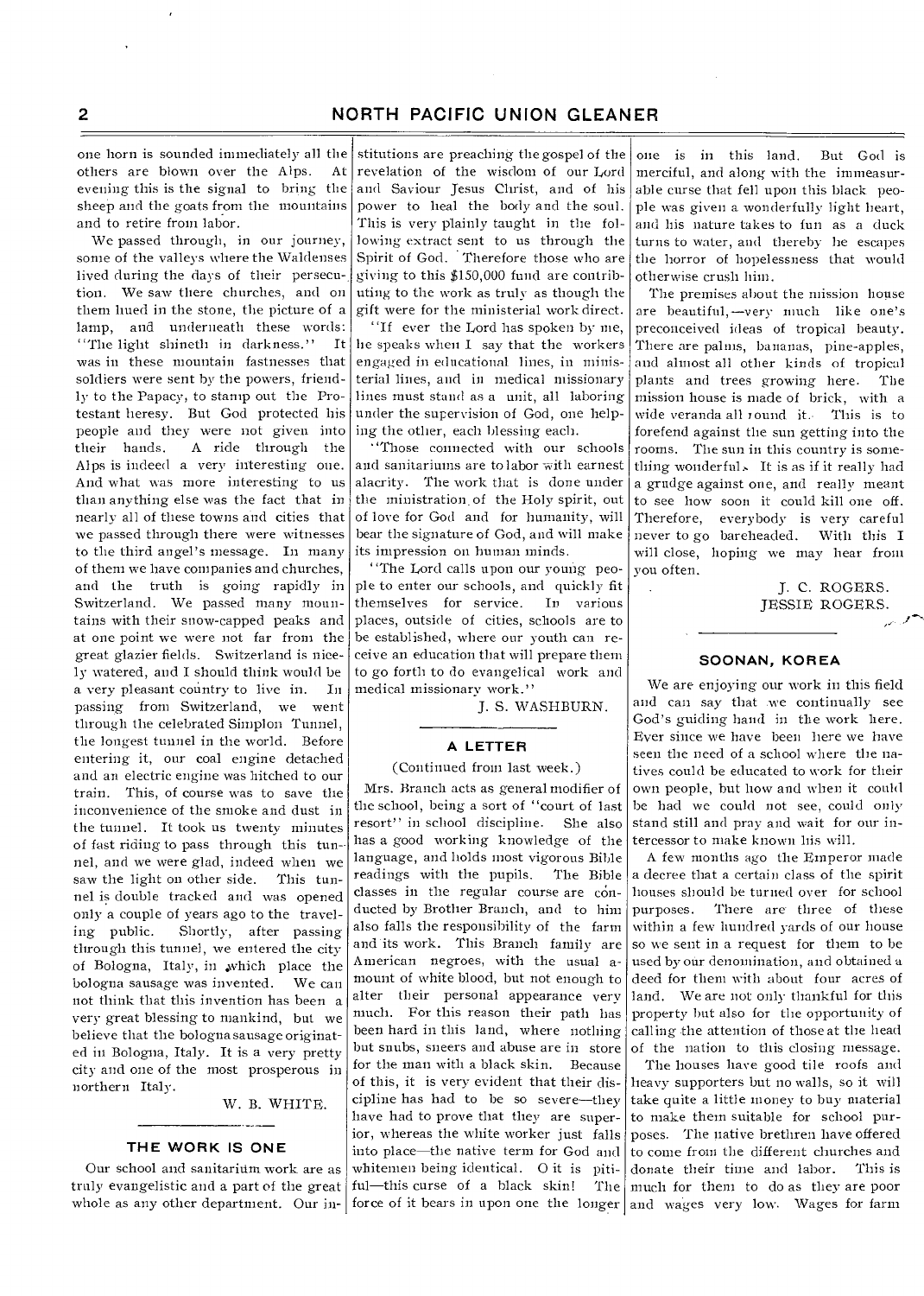one horn is sounded immediately all the others are blown over the Alps. At evening this is the signal to bring the sheep and the goats from the mountains and to retire from labor.

We passed through, in our journey, some of the valleys where the Waldenses lived during the days of their persecution. We saw there churches, and on them hued in the stone, the picture of a lamp, and underneath these words: "The light shineth in darkness." It was in these mountain fastnesses that soldiers were sent by the powers, friendly to the Papacy, to stamp out the Protestant heresy. But God protected his people and they were not given into their hands. A ride through the Alps is indeed a very interesting one. And what was more interesting to us than anything else was the fact that in nearly all of these towns and cities that we passed through there were witnesses to the third angel's message. In many of them we have companies and churches, and the truth is going rapidly in Switzerland. We passed many mountains with their snow-capped peaks and at one point we were not far from the great glazier fields. Switzerland is nicely watered, and I should think would be a very pleasant country to live in. In passing from Switzerland, we went through the celebrated Simplon Tunnel, the longest tunnel in the world. Before entering it, our coal engine detached and an electric engine was hitched to our train. This, of course was to save the inconvenience of the smoke and dust in the tunnel. It took us twenty minutes of fast riding to pass through this tunnel, and we were glad, indeed when we saw the light on other side. This tunnel is double tracked and was opened only a couple of years ago to the traveling public. Shortly, after passing through this tunnel, we entered the city of Bologna, Italy, in which place the bologna sausage was invented. We can not think that this invention has been a very great blessing to mankind, but we believe that the bologna sausage originated in Bologna, Italy. It is a very pretty city and one of the most prosperous in northern Italy.

W. B. WHITE.

## THE WORK IS ONE

Our school and sanitarium work are as truly evangelistic and a part of the great whole as any other department. Our institutions are preaching the gospel of the revelation of the wisdom of our Lord and Saviour Jesus Christ, and of his power to heal the body and the soul. This is very plainly taught in the following extract sent to us through the Spirit of God. Therefore those who are giving to the $150,000 fund are contributing to the work as truly as though the gift were for the ministerial work direct.

"If ever the Lord has spoken by me, he speaks when I say that the workers engaged in educational lines, in ministerial lines, and in medical missionary lines must stand as a unit, all laboring under the supervision of God, one helping the other, each blessing each.

"Those connected with our schools and sanitariums are to labor with earnest alacrity. The work that is done under the ministration of the Holy spirit, out of love for God and for humanity, will bear the signature of God, and will make its impression on human minds.

"The Lord calls upon our young people to enter our schools, and quickly fit themselves for service. In various places, outside of cities, schools are to be established, where our youth can receive an education that will prepare them to go forth to do evangelical work and medical missionary work."

J. S. WASHBURN.

## A LETTER

(Continued from last week.)

Mrs. Branch acts as general modifier of the school, being a sort of "court of last resort" in school discipline. She also has a good working knowledge of the language, and holds most vigorous Bible readings with the pupils. The Bible classes in the regular course are conducted by Brother Branch, and to him also falls the responsibility of the farm and its work. This Branch family are American negroes, with the usual amount of white blood, but not enough to alter their personal appearance very much. For this reason their path has been hard in this land, where nothing but snubs, sneers and abuse are in store for the man with a black skin. Because of this, it is very evident that their discipline has had to be so severe—they have had to prove that they are superior, whereas the white worker just falls into place—the native term for God and whitemen being identical. O it is pitiful—this curse of a black skin! The force of it bears in upon one the longer one is in this land. But God is merciful, and along with the immeasurable curse that fell upon this black people was given a wonderfully light heart, and his nature takes to fun as a duck turns to water, and thereby he escapes the horror of hopelessness that would otherwise crush him.

The premises about the mission house are beautiful,—very much like one's preconceived ideas of tropical beauty. There are palms, bananas, pine-apples, and almost all other kinds of tropical plants and trees growing here. The mission house is made of brick, with a wide veranda all round it. This is to forefend against the sun getting into the rooms. The sun in this country is something wonderful. It is as if it really had a grudge against one, and really meant to see how soon it could kill one off. Therefore, everybody is very careful never to go bareheaded. With this I will close, hoping we may hear from you often.

J. C. ROGERS.
JESSIE ROGERS.

## SOONAN, KOREA

We are enjoying our work in this field and can say that we continually see God's guiding hand in the work here. Ever since we have been here we have seen the need of a school where the natives could be educated to work for their own people, but how and when it could be had we could not see, could only stand still and pray and wait for our intercessor to make known his will.

A few months ago the Emperor made a decree that a certain class of the spirit houses should be turned over for school purposes. There are three of these within a few hundred yards of our house so we sent in a request for them to be used by our denomination, and obtained a deed for them with about four acres of land. We are not only thankful for this property but also for the opportunity of calling the attention of those at the head of the nation to this closing message.

The houses have good tile roofs and heavy supporters but no walls, so it will take quite a little money to buy material to make them suitable for school purposes. The native brethren have offered to come from the different churches and donate their time and labor. This is much for them to do as they are poor and wages very low. Wages for farm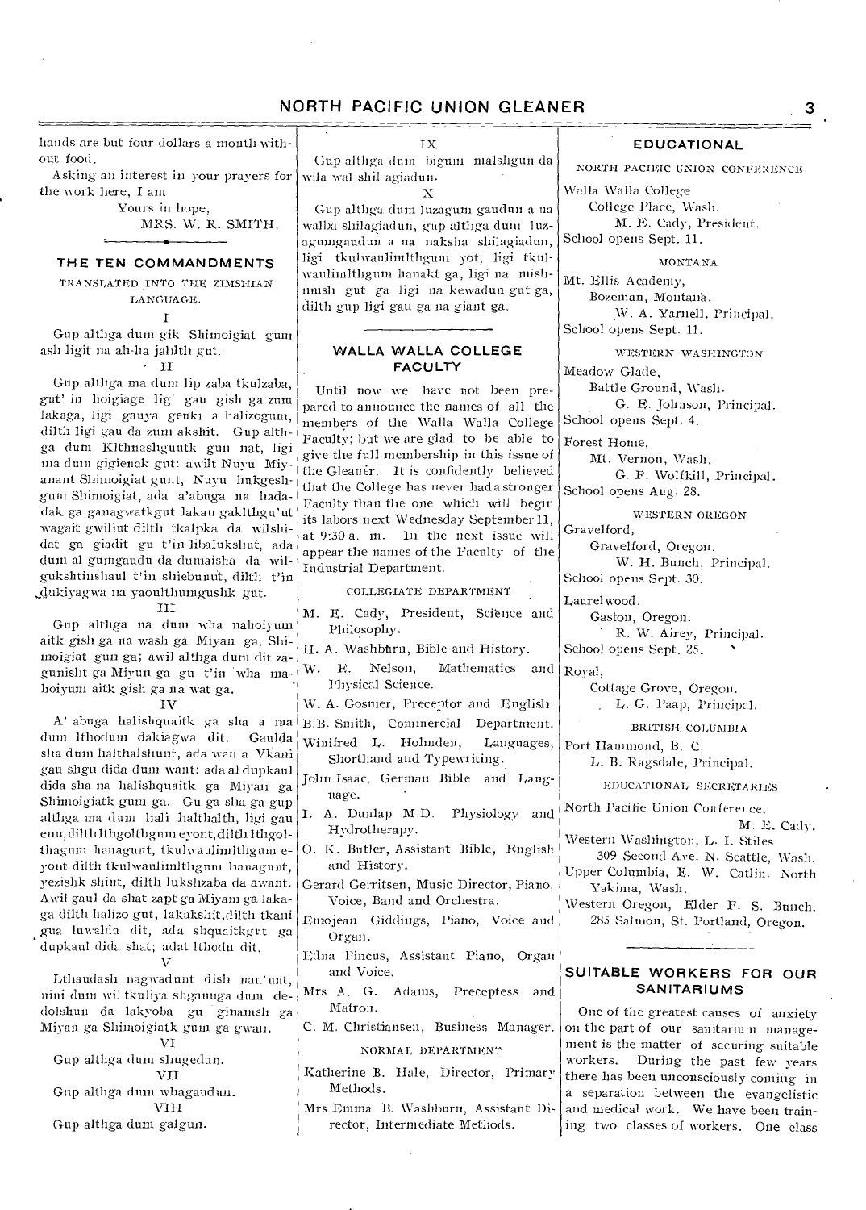hands are but four dollars a month without food.

Asking an interest in your prayers for the work here, I am

Yours in hope,

MRS. W. R. SMITH.

## THE TEN COMMANDMENTS

TRANSLATED INTO THE ZIMSHIAN LANGUAGE.

I

Gup althga dum gik Shimoigiat gum ash ligit na ah-ha jahlth gut.

II

Gup althga ma dum lip zaba tkulzaba, gut' in hoigiage ligi gau gish ga zum lakaga, ligi gauya geuki a halizogum, dilth ligi gau da zum akshit. Gup althga dum Klthnashguutk gun nat, ligi ma dum gigienak gut: awilt Nuyu Miyanant Shimoigiat gunt, Nuyu hukgeshgum Shimoigiat, ada a'abuga na hadadak ga ganagwatkgut lakau gaklthgu'ut wagait gwilint dilth tkalpka da wilshidat ga giadit gu t'in libalukshut, ada dum al gumgaudu da dumaisha da wilgukshtinshaul t'in shiebunut, dilth t'in dukiyagwa na yaoulthumgushk gut.

III

Gup althga na dum wha nahoiyum aitk gish ga na wash ga Miyan ga, Shimoigiat gun ga; awil althga dum dit zagunisht ga Miyun ga gu t'in wha mahoiyum aitk gish ga na wat ga.

IV

A' abuga halishquaitk ga sha a ma dum lthodum dakiagwa dit. Gaulda sha dum halthalshunt, ada wan a Vkani gau shgu dida dum want: ada al dupkaul dida sha na halishquaitk ga Miyan ga Shimoigiatk gum ga. Gu ga sha ga gup althga ma dum hali halthalth, ligi gau enu, dilth lthgolthgum eyont, dilth lthgolthagum hanagunt, tkulwaulimlthgum eyont dilth tkulwaulimlthgum hanagunt, yezishk shint, dilth lukshzaba da awant. Awil gaul da shat zapt ga Miyam ga lakaga dilth halizo gut, lakakshit, dilth tkani gua luwalda dit, ada shquaitkgut ga dupkaul dida shat; adat lthodu dit.

V

Lthaudash nagwadunt dish nau'unt, nini dum wil tkuliya shganuga dum dedolshun da lakyoba gu ginamsh ga Miyan ga Shimoigiatk gum ga gwan.

VI

Gup althga dum shugedun.

VII

Gup althga dum whagaudun.

VIII

Gup althga dum galgun.

IX

Gup althga dum bigum malshgun da wila wal shil agiadun.

X

Gup althga dum luzagum gaudun a na walba shilagiadun, gup althga dum luzagumgaudun a na naksha shilagiadun, ligi tkulwaulimlthgum yot, ligi tkulwaulimlthgum hanakt ga, ligi na mishmush gut ga ligi na kewadun gut ga, dilth gup ligi gau ga na giant ga.

## WALLA WALLA COLLEGE FACULTY

Until now we have not been prepared to announce the names of all the members of the Walla Walla College Faculty; but we are glad to be able to give the full membership in this issue of the Gleaner. It is confidently believed that the College has never had a stronger Faculty than the one which will begin its labors next Wednesday September 11, at 9:30 a. m. In the next issue will appear the names of the Faculty of the Industrial Department.

COLLEGIATE DEPARTMENT

M. E. Cady, President, Science and Philosophy.

H. A. Washburn, Bible and History.

W. E. Nelson, Mathematics and Physical Science.

W. A. Gosmer, Preceptor and English.

B.B. Smith, Commercial Department.

Winifred L. Holmden, Languages, Shorthand and Typewriting.

John Isaac, German Bible and Language.

I. A. Dunlap M.D. Physiology and Hydrotherapy.

O. K. Butler, Assistant Bible, English and History.

Gerard Gerritsen, Music Director, Piano, Voice, Band and Orchestra.

Emojean Giddings, Piano, Voice and Organ.

Edna Pincus, Assistant Piano, Organ and Voice.

Mrs A. G. Adams, Preceptess and Matron.

C. M. Christiansen, Business Manager.

NORMAL DEPARTMENT

Katherine B. Hale, Director, Primary Methods.

Mrs Emma B. Washburn, Assistant Director, Intermediate Methods.

## EDUCATIONAL

NORTH PACIFIC UNION CONFERENCE

Walla Walla College
College Place, Wash.
M. E. Cady, President.
School opens Sept. 11.

MONTANA

Mt. Ellis Academy,
Bozeman, Montana.
W. A. Yarnell, Principal.
School opens Sept. 11.

WESTERN WASHINGTON

Meadow Glade,
Battle Ground, Wash.
G. E. Johnson, Principal.
School opens Sept. 4.

Forest Home,
Mt. Vernon, Wash.
G. F. Wolfkill, Principal.
School opens Aug. 28.

WESTERN OREGON

Gravelford,
Gravelford, Oregon.
W. H. Bunch, Principal.
School opens Sept. 30.

Laurelwood,
Gaston, Oregon.
R. W. Airey, Principal.
School opens Sept. 25.

Royal,
Cottage Grove, Oregon.
L. G. Paap, Principal.

BRITISH COLUMBIA

Port Hammond, B. C.
L. B. Ragsdale, Principal.

EDUCATIONAL SECRETARIES

North Pacific Union Conference,
M. E. Cady.

Western Washington, L. I. Stiles
309 Second Ave. N. Seattle, Wash.

Upper Columbia, E. W. Catlin. North Yakima, Wash.

Western Oregon, Elder F. S. Bunch.
285 Salmon, St. Portland, Oregon.

## SUITABLE WORKERS FOR OUR SANITARIUMS

One of the greatest causes of anxiety on the part of our sanitarium management is the matter of securing suitable workers. During the past few years there has been unconsciously coming in a separation between the evangelistic and medical work. We have been training two classes of workers. One class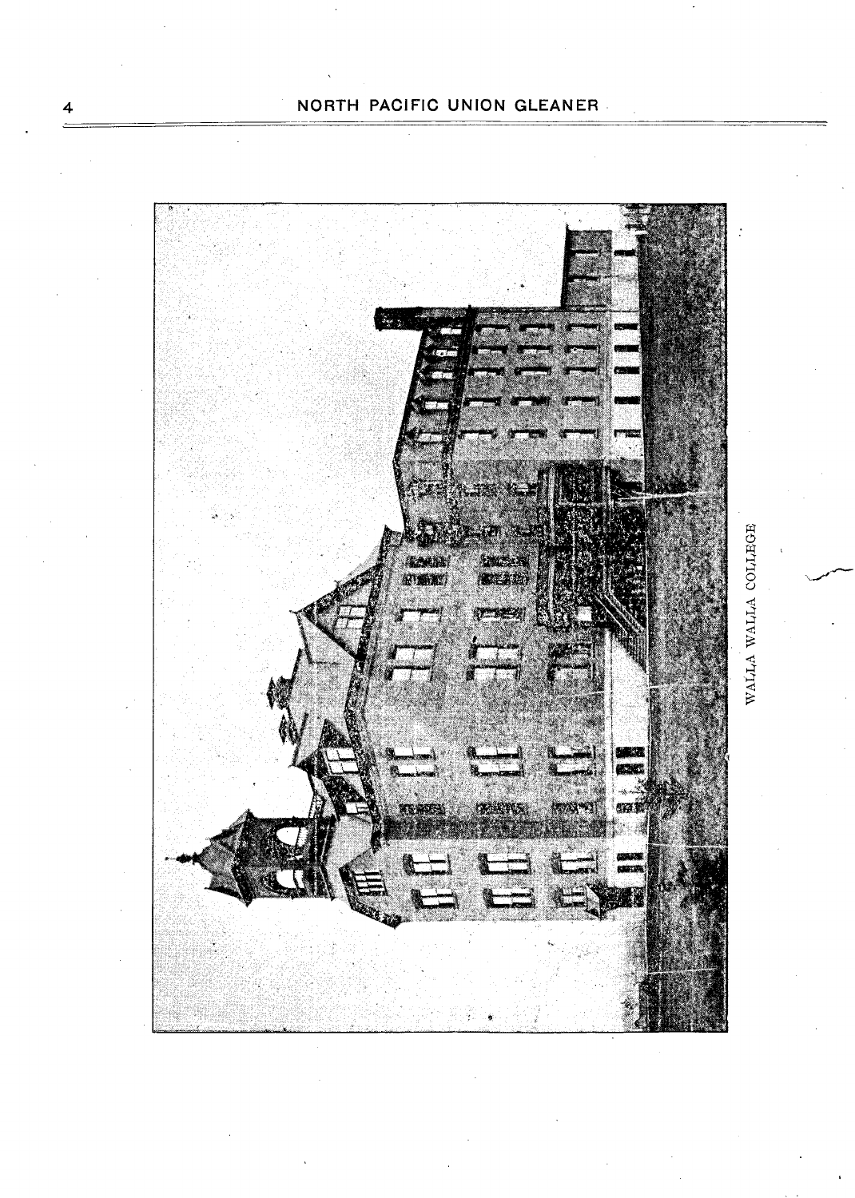WALLA WALLA COLLEGE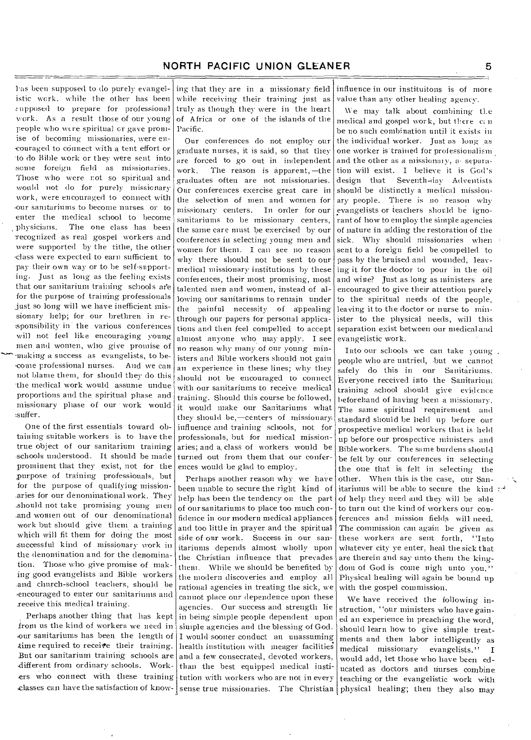has been supposed to do purely evangelistic work, while the other has been supposed to prepare for professional work. As a result those of our young people who were spiritual or gave promise of becoming missionaries, were encouraged to connect with a tent effort or to do Bible work or they were sent into some foreign field as missionaries. Those who were not so spiritual and would not do for purely missionary work, were encouraged to connect with our sanitariums to become nurses or to enter the medical school to become physicians. The one class has been recognized as real gospel workers and were supported by the tithe, the other class were expected to earn sufficient to pay their own way or to be self-supporting. Just as long as the feeling exists that our sanitarium training schools are for the purpose of training professionals just so long will we have inefficient missionary help; for our brethren in responsibility in the various conferences will not feel like encouraging young men and women, who give promise of making a success as evangelists, to become professional nurses. And we can not blame them, for should they do this the medical work would assume undue proportions and the spiritual phase and missionary phase of our work would suffer.

One of the first essentials toward obtaining suitable workers is to have the true object of our sanitarium training schools understood. It should be made prominent that they exist, not for the purpose of training professionals, but for the purpose of qualifying missionaries for our denominational work. They should not take promising young men and women out of our denominational work but should give them a training which will fit them for doing the most successful kind of missionary work in the denomination and for the denomination. Those who give promise of making good evangelists and Bible workers and church-school teachers, should be encouraged to enter our sanitariums and receive this medical training.

Perhaps another thing that has kept from us the kind of workers we need in our sanitariums has been the length of time required to receive their training. But our sanitarium training schools are different from ordinary schools. Workers who connect with these training classes can have the satisfaction of knowing that they are in a missionary field while receiving their training just as truly as though they were in the heart of Africa or one of the islands of the Pacific.

Our conferences do not employ our graduate nurses, it is said, so that they are forced to go out in independent work. The reason is apparent,—the graduates often are not missionaries. Our conferences exercise great care in the selection of men and women for missionary centers. In order for our sanitariums to be missionary centers, the same care must be exercised by our conferences in selecting young men and women for them. I can see no reason why there should not be sent to our medical missionary institutions by these conferences, their most promising, most talented men and women, instead of allowing our sanitariums to remain under the painful necessity of appealing through our papers for personal applications and then feel compelled to accept almost anyone who may apply. I see no reason why many of our young ministers and Bible workers should not gain an experience in these lines; why they should not be encouraged to connect with our sanitariums to receive medical training. Should this course be followed, it would make our Sanitariums what they should be,—centers of missionary influence and training schools, not for professionals, but for medical missionaries; and a class of workers would be turned out from them that our conferences would be glad to employ.

Perhaps another reason why we have been unable to secure the right kind of help has been the tendency on the part of our sanitariums to place too much confidence in our modern medical appliances and too little in prayer and the spiritual side of our work. Success in our sanitariums depends almost wholly upon the Christian influence that prevades them. While we should be benefited by the modern discoveries and employ all rational agencies in treating the sick, we cannot place our dependence upon these agencies. Our success and strength lie in being simple people dependent upon simple agencies and the blessing of God. I would sooner conduct an unassuming health institution with meager facilities and a few consecrated, devoted workers, than the best equipped medical institution with workers who are not in every sense true missionaries. The Christian influence in our instituitons is of more value than any other healing agency.

We may talk about combining the medical and gospel work, but there can be no such combination until it exists in the individual worker. Just as long as one worker is trained for professionalism and the other as a missionary, a separation will exist. I believe it is God's design that Seventh-day Adventists should be distinctly a medical missionary people. There is no reason why evangelists or teachers should be ignorant of how to employ the simple agencies of nature in adding the restoration of the sick. Why should missionaries when sent to a foreign field be compelled to pass by the bruised and wounded, leaving it for the doctor to pour in the oil and wine? Just as long as ministers are encouraged to give their attention purely to the spiritual needs of the people, leaving it to the doctor or nurse to minister to the physical needs, will this separation exist between our medical and evangelistic work.

Into our schools we can take young people who are untried, but we cannot safely do this in our Sanitariums. Everyone received into the Sanitarium training school should give evidence beforehand of having been a missionary. The same spiritual requirement and standard should be held up before our prospective medical workers that is held up before our prospective ministers and Bible workers. The same burdens should be felt by our conferences in selecting the one that is felt in selecting the other. When this is the case, our Sanitariums will be able to secure the kind of help they need and they will be able to turn out the kind of workers our conferences and mission fields will need. The commission can again be given as these workers are sent forth, "Into whatever city ye enter, heal the sick that are therein and say unto them the kingdom of God is come nigh unto you." Physical healing will again be bound up with the gospel commission.

We have received the following instruction, "our ministers who have gained an experience in preaching the word, should learn how to give simple treatments and then labor intelligently as medical missionary evangelists." I would add, let those who have been educated as doctors and nurses combine teaching or the evangelistic work with physical healing; then they also may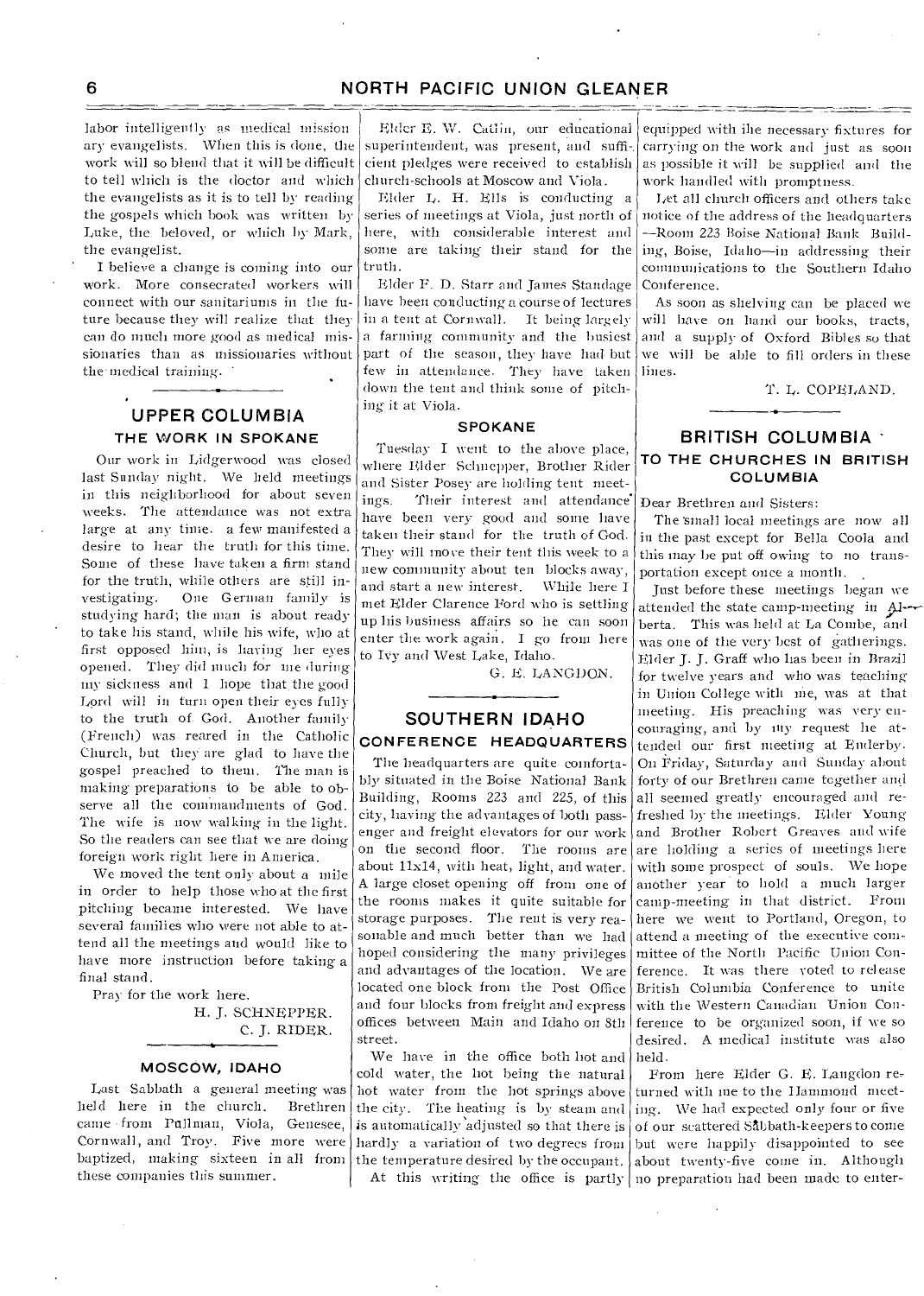labor intelligently as medical missionary evangelists. When this is done, the work will so blend that it will be difficult to tell which is the doctor and which the evangelists as it is to tell by reading the gospels which book was written by Luke, the beloved, or which by Mark, the evangelist.

I believe a change is coming into our work. More consecrated workers will connect with our sanitariums in the future because they will realize that they can do much more good as medical missionaries than as missionaries without the medical training.

## UPPER COLUMBIA

### THE WORK IN SPOKANE

Our work in Lidgerwood was closed last Sunday night. We held meetings in this neighborhood for about seven weeks. The attendance was not extra large at any time. a few manifested a desire to hear the truth for this time. Some of these have taken a firm stand for the truth, while others are still investigating. One German family is studying hard; the man is about ready to take his stand, while his wife, who at first opposed him, is having her eyes opened. They did much for me during my sickness and I hope that the good Lord will in turn open their eyes fully to the truth of God. Another family (French) was reared in the Catholic Church, but they are glad to have the gospel preached to them. The man is making preparations to be able to observe all the commandments of God. The wife is now walking in the light. So the readers can see that we are doing foreign work right here in America.

We moved the tent only about a mile in order to help those who at the first pitching became interested. We have several families who were not able to attend all the meetings and would like to have more instruction before taking a final stand.

Pray for the work here.

H. J. SCHNEPPER.
C. J. RIDER.

### MOSCOW, IDAHO

Last Sabbath a general meeting was held here in the church. Brethren came from Pullman, Viola, Genesee, Cornwall, and Troy. Five more were baptized, making sixteen in all from these companies this summer.

Elder E. W. Catlin, our educational superintendent, was present, and sufficient pledges were received to establish church-schools at Moscow and Viola.

Elder L. H. Ells is conducting a series of meetings at Viola, just north of here, with considerable interest and some are taking their stand for the truth.

Elder F. D. Starr and James Standage have been conducting a course of lectures in a tent at Cornwall. It being largely a farming community and the busiest part of the season, they have had but few in attendance. They have taken down the tent and think some of pitching it at Viola.

### SPOKANE

Tuesday I went to the above place, where Elder Schnepper, Brother Rider and Sister Posey are holding tent meetings. Their interest and attendance have been very good and some have taken their stand for the truth of God. They will move their tent this week to a new community about ten blocks away, and start a new interest. While here I met Elder Clarence Ford who is settling up his business affairs so he can soon enter the work again. I go from here to Ivy and West Lake, Idaho.

G. E. LANGDON.

## SOUTHERN IDAHO

### CONFERENCE HEADQUARTERS

The headquarters are quite comfortably situated in the Boise National Bank Building, Rooms 223 and 225, of this city, having the advantages of both passenger and freight elevators for our work on the second floor. The rooms are about 11x14, with heat, light, and water. A large closet opening off from one of the rooms makes it quite suitable for storage purposes. The rent is very reasonable and much better than we had hoped considering the many privileges and advantages of the location. We are located one block from the Post Office and four blocks from freight and express offices between Main and Idaho on 8th street.

We have in the office both hot and cold water, the hot being the natural hot water from the hot springs above the city. The heating is by steam and is automatically adjusted so that there is hardly a variation of two degrees from the temperature desired by the occupant.

At this writing the office is partly equipped with the necessary fixtures for carrying on the work and just as soon as possible it will be supplied and the work handled with promptness.

Let all church officers and others take notice of the address of the headquarters —Room 223 Boise National Bank Building, Boise, Idaho—in addressing their communications to the Southern Idaho Conference.

As soon as shelving can be placed we will have on hand our books, tracts, and a supply of Oxford Bibles so that we will be able to fill orders in these lines.

T. L. COPELAND.

## BRITISH COLUMBIA

### TO THE CHURCHES IN BRITISH COLUMBIA

Dear Brethren and Sisters:

The small local meetings are now all in the past except for Bella Coola and this may be put off owing to no transportation except once a month.

Just before these meetings began we attended the state camp-meeting in Alberta. This was held at La Combe, and was one of the very best of gatherings. Elder J. J. Graff who has been in Brazil for twelve years and who was teaching in Union College with me, was at that meeting. His preaching was very encouraging, and by my request he attended our first meeting at Enderby. On Friday, Saturday and Sunday about forty of our Brethren came together and all seemed greatly encouraged and refreshed by the meetings. Elder Young and Brother Robert Greaves and wife are holding a series of meetings here with some prospect of souls. We hope another year to hold a much larger camp-meeting in that district. From here we went to Portland, Oregon, to attend a meeting of the executive committee of the North Pacific Union Conference. It was there voted to release British Columbia Conference to unite with the Western Canadian Union Conference to be organized soon, if we so desired. A medical institute was also held.

From here Elder G. E. Langdon returned with me to the Hammond meeting. We had expected only four or five of our scattered Sabbath-keepers to come but were happily disappointed to see about twenty-five come in. Although no preparation had been made to enter-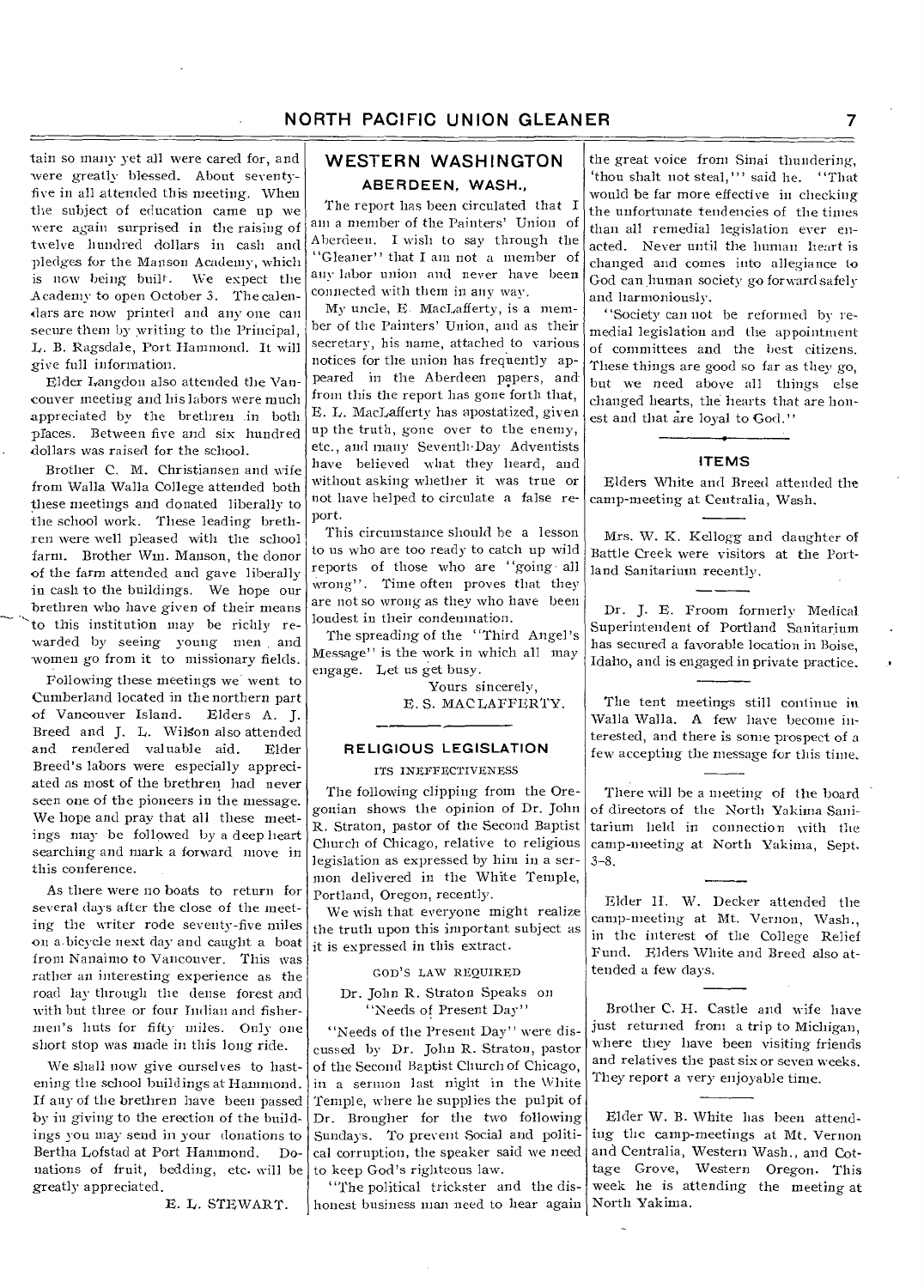tain so many yet all were cared for, and were greatly blessed. About seventy-five in all attended this meeting. When the subject of education came up we were again surprised in the raising of twelve hundred dollars in cash and pledges for the Manson Academy, which is now being built. We expect the Academy to open October 3. The calendars are now printed and any one can secure them by writing to the Principal, L. B. Ragsdale, Port Hammond. It will give full information.

Elder Langdon also attended the Vancouver meeting and his labors were much appreciated by the brethren in both places. Between five and six hundred dollars was raised for the school.

Brother C. M. Christiansen and wife from Walla Walla College attended both these meetings and donated liberally to the school work. These leading brethren were well pleased with the school farm. Brother Wm. Manson, the donor of the farm attended and gave liberally in cash to the buildings. We hope our brethren who have given of their means to this institution may be richly rewarded by seeing young men and women go from it to missionary fields.

Following these meetings we went to Cumberland located in the northern part of Vancouver Island. Elders A. J. Breed and J. L. Wilson also attended and rendered valuable aid. Elder Breed's labors were especially appreciated as most of the brethren had never seen one of the pioneers in the message. We hope and pray that all these meetings may be followed by a deep heart searching and mark a forward move in this conference.

As there were no boats to return for several days after the close of the meeting the writer rode seventy-five miles on a bicycle next day and caught a boat from Nanaimo to Vancouver. This was rather an interesting experience as the road lay through the dense forest and with but three or four Indian and fishermen's huts for fifty miles. Only one short stop was made in this long ride.

We shall now give ourselves to hastening the school buildings at Hammond. If any of the brethren have been passed by in giving to the erection of the buildings you may send in your donations to Bertha Lofstad at Port Hammond. Donations of fruit, bedding, etc. will be greatly appreciated.

E. L. STEWART.

## WESTERN WASHINGTON

### ABERDEEN, WASH.,

The report has been circulated that I am a member of the Painters' Union of Aberdeen. I wish to say through the "Gleaner" that I am not a member of any labor union and never have been connected with them in any way.

My uncle, E. MacLafferty, is a member of the Painters' Union, and as their secretary, his name, attached to various notices for the union has frequently appeared in the Aberdeen papers, and from this the report has gone forth that, E. L. MacLafferty has apostatized, given up the truth, gone over to the enemy, etc., and many Seventh-Day Adventists have believed what they heard, and without asking whether it was true or not have helped to circulate a false report.

This circumstance should be a lesson to us who are too ready to catch up wild reports of those who are "going all wrong". Time often proves that they are not so wrong as they who have been loudest in their condemnation.

The spreading of the "Third Angel's Message" is the work in which all may engage. Let us get busy.

Yours sincerely,
E. S. MACLAFFERTY.

## RELIGIOUS LEGISLATION

### ITS INEFFECTIVENESS

The following clipping from the Oregonian shows the opinion of Dr. John R. Straton, pastor of the Second Baptist Church of Chicago, relative to religious legislation as expressed by him in a sermon delivered in the White Temple, Portland, Oregon, recently.

We wish that everyone might realize the truth upon this important subject as it is expressed in this extract.

#### GOD'S LAW REQUIRED

Dr. John R. Straton Speaks on "Needs of Present Day"

"Needs of the Present Day" were discussed by Dr. John R. Straton, pastor of the Second Baptist Church of Chicago, in a sermon last night in the White Temple, where he supplies the pulpit of Dr. Brougher for the two following Sundays. To prevent Social and political corruption, the speaker said we need to keep God's righteous law.

"The political trickster and the dishonest business man need to hear again the great voice from Sinai thundering, 'thou shalt not steal,'" said he. "That would be far more effective in checking the unfortunate tendencies of the times than all remedial legislation ever enacted. Never until the human heart is changed and comes into allegiance to God can human society go forward safely and harmoniously.

"Society can not be reformed by remedial legislation and the appointment of committees and the best citizens. These things are good so far as they go, but we need above all things else changed hearts, the hearts that are honest and that are loyal to God."

## ITEMS

Elders White and Breed attended the camp-meeting at Centralia, Wash.

Mrs. W. K. Kellogg and daughter of Battle Creek were visitors at the Portland Sanitarium recently.

Dr. J. E. Froom formerly Medical Superintendent of Portland Sanitarium has secured a favorable location in Boise, Idaho, and is engaged in private practice.

The tent meetings still continue in Walla Walla. A few have become interested, and there is some prospect of a few accepting the message for this time.

There will be a meeting of the board of directors of the North Yakima Sanitarium held in connection with the camp-meeting at North Yakima, Sept. 3–8.

Elder H. W. Decker attended the camp-meeting at Mt. Vernon, Wash., in the interest of the College Relief Fund. Elders White and Breed also attended a few days.

Brother C. H. Castle and wife have just returned from a trip to Michigan, where they have been visiting friends and relatives the past six or seven weeks. They report a very enjoyable time.

Elder W. B. White has been attending the camp-meetings at Mt. Vernon and Centralia, Western Wash., and Cottage Grove, Western Oregon. This week he is attending the meeting at North Yakima.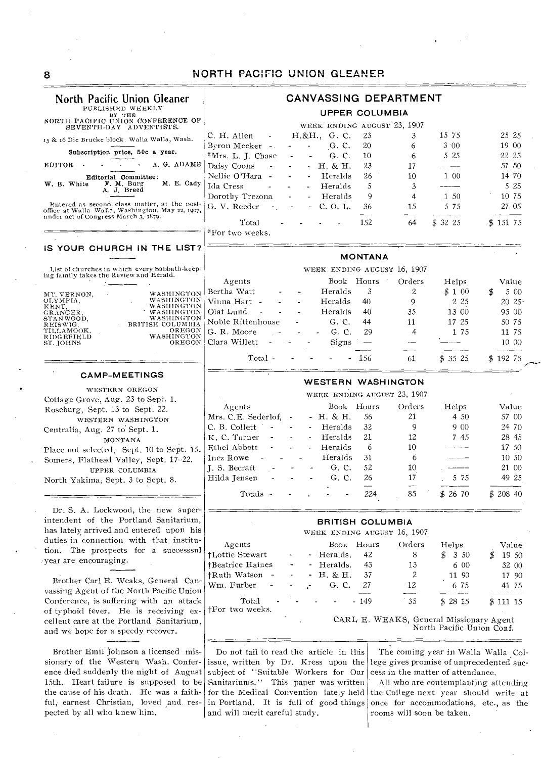## North Pacific Union Gleaner

PUBLISHED WEEKLY
BY THE
NORTH PACIFIC UNION CONFERENCE OF SEVENTH-DAY ADVENTISTS.

15 & 16 Die Brucke block, Walla Walla, Wash.

**Subscription price, 50c a year.**

EDITOR - - - - A. G. ADAMS

**Editorial Committee:**
W. B. White F. M. Burg M. E. Cady
A. J. Breed

Entered as second class matter, at the post-office at Walla Walla, Washington, May 22, 1907, under act of Congress March 3, 1879.

## IS YOUR CHURCH IN THE LIST?

List of churches in which every Sabbath-keeping family takes the Review and Herald.

| | |
|---|---|
| MT. VERNON, | WASHINGTON |
| OLYMPIA, | WASHINGTON |
| KENT, | WASHINGTON |
| GRANGER, | WASHINGTON |
| STANWOOD, | WASHINGTON |
| REISWIG, | BRITISH COLUMBIA |
| TILLAMOOK, | OREGON |
| RIDGEFIELD | WASHINGTON |
| ST. JOHNS | OREGON |

### CAMP-MEETINGS

WESTERN OREGON
Cottage Grove, Aug. 23 to Sept. 1.
Roseburg, Sept. 13 to Sept. 22.

WESTERN WASHINGTON
Centralia, Aug. 27 to Sept. 1.

MONTANA
Place not selected, Sept. 10 to Sept. 15.
Somers, Flathead Valley, Sept. 17–22.

UPPER COLUMBIA
North Yakima, Sept. 3 to Sept. 8.

Dr. S. A. Lockwood, the new superintendent of the Portland Sanitarium, has lately arrived and entered upon his duties in connection with that institution. The prospects for a successsul year are encouraging.

Brother Carl E. Weaks, General Canvassing Agent of the North Pacific Union Conference, is suffering with an attack of typhoid fever. He is receiving excellent care at the Portland Sanitarium, and we hope for a speedy recover.

Brother Emil Johnson a licensed missionary of the Western Wash. Conference died suddenly the night of August 15th. Heart failure is supposed to be the cause of his death. He was a faithful, earnest Christian, loved and respected by all who knew him.

## CANVASSING DEPARTMENT

### UPPER COLUMBIA

WEEK ENDING AUGUST 23, 1907

| | | | | | |
|---|---|---|---|---|---|
| C. H. Allen | H.&H., G. C. | 23 | 3 | 15 75 | 25 25 |
| Byron Meeker | G. C. | 20 | 6 | 3 00 | 19 00 |
| *Mrs. L. J. Chase | G. C. | 10 | 6 | 5 25 | 22 25 |
| Daisy Coons | H. & H. | 23 | 17 | —— | 57 50 |
| Nellie O'Hara | Heralds | 26 | 10 | 1 00 | 14 70 |
| Ida Cress | Heralds | 5 | 3 | —— | 5 25 |
| Dorothy Trezona | Heralds | 9 | 4 | 1 50 | 10 75 |
| G. V. Reeder | C. O. L. | 36 | 15 | 5 75 | 27 05 |
| Total | | 152 | 64 | $ 32 25 | $ 151 75 |

*For two weeks.

### MONTANA

WEEK ENDING AUGUST 16, 1907

| Agents | Book | Hours | Orders | Helps | Value |
|---|---|---|---|---|---|
| Bertha Watt | Heralds | 3 | 2 | $ 1 00 | $ 5 00 |
| Vinna Hart | Heralds | 40 | 9 | 2 25 | 20 25 |
| Olaf Lund | Heralds | 40 | 35 | 13 00 | 95 00 |
| Noble Rittenhouse | G. C. | 44 | 11 | 17 25 | 50 75 |
| G. R. Moore | G. C. | 29 | 4 | 1 75 | 11 75 |
| Clara Willett | Signs | — | — | —— | 10 00 |
| Total | | 156 | 61 | $ 35 25 | $ 192 75 |

### WESTERN WASHINGTON

WEEK ENDING AUGUST 23, 1907

| Agents | Book | Hours | Orders | Helps | Value |
|---|---|---|---|---|---|
| Mrs. C.E. Sederlof, | H. & H. | 56 | 21 | 4 50 | 57 00 |
| C. B. Collett | Heralds | 32 | 9 | 9 00 | 24 70 |
| K. C. Turner | Heralds | 21 | 12 | 7 45 | 28 45 |
| Ethel Abbott | Heralds | 6 | 10 | —— | 17 50 |
| Inez Rowe | Heralds | 31 | 6 | —— | 10 50 |
| J. S. Becraft | G. C. | 52 | 10 | —— | 21 00 |
| Hilda Jensen | G. C. | 26 | 17 | 5 75 | 49 25 |
| Totals | | 224 | 85 | $ 26 70 | $ 208 40 |

### BRITISH COLUMBIA

WEEK ENDING AUGUST 16, 1907

| Agents | Book | Hours | Orders | Helps | Value |
|---|---|---|---|---|---|
| †Lottie Stewart | Heralds. | 42 | 8 | $ 3 50 | $ 19 50 |
| †Beatrice Haines | Heralds. | 43 | 13 | 6 00 | 32 00 |
| †Ruth Watson | H. & H. | 37 | 2 | 11 90 | 17 90 |
| Wm. Furber | G. C. | 27 | 12 | 6 75 | 41 75 |
| Total | | 149 | 35 | $ 28 15 | $ 111 15 |

†For two weeks.

CARL E. WEAKS, General Missionary Agent
North Pacific Union Conf.

Do not fail to read the article in this issue, written by Dr. Kress upon the subject of "Suitable Workers for Our Sanitariums." This paper was written for the Medical Convention lately held in Portland. It is full of good things and will merit careful study.

The coming year in Walla Walla College gives promise of unprecedented success in the matter of attendance.

All who are contemplanting attending the College next year should write at once for accommodations, etc., as the rooms will soon be taken.